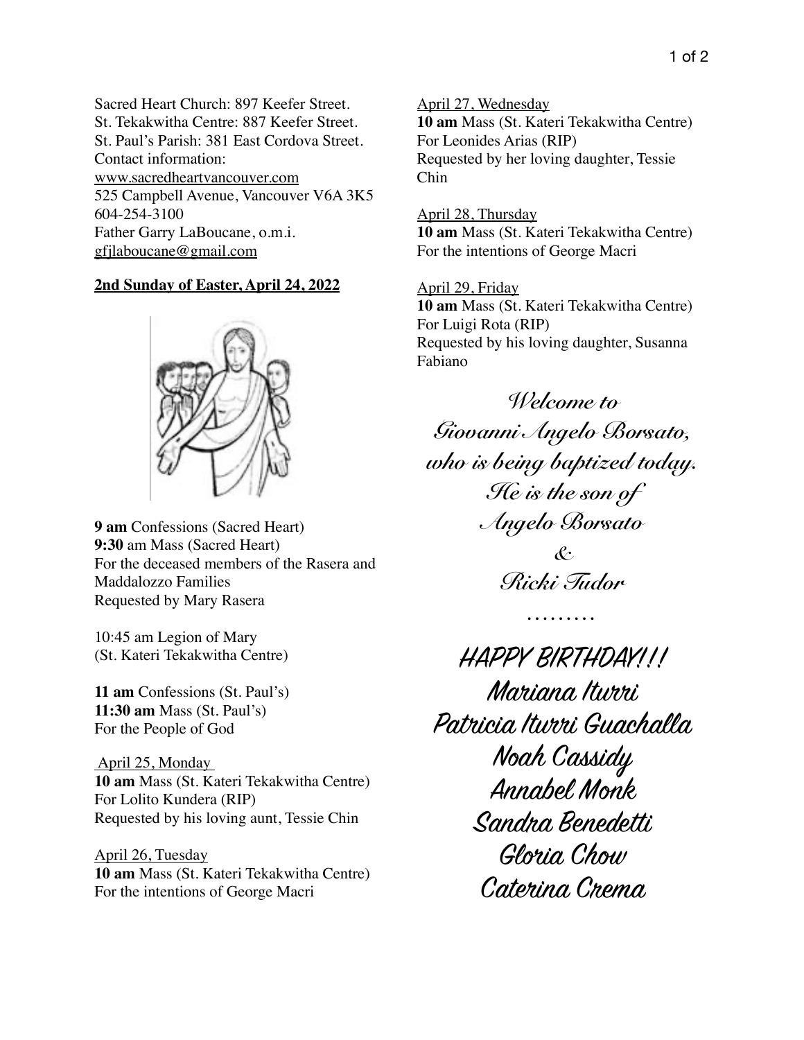Sacred Heart Church: 897 Keefer Street.
St. Tekakwitha Centre: 887 Keefer Street.
St. Paul's Parish: 381 East Cordova Street.
Contact information:
www.sacredheartvancouver.com
525 Campbell Avenue, Vancouver V6A 3K5
604-254-3100
Father Garry LaBoucane, o.m.i.
gfjlaboucane@gmail.com

**2nd Sunday of Easter, April 24, 2022**

**9 am** Confessions (Sacred Heart)
**9:30** am Mass (Sacred Heart)
For the deceased members of the Rasera and Maddalozzo Families
Requested by Mary Rasera

10:45 am Legion of Mary
(St. Kateri Tekakwitha Centre)

**11 am** Confessions (St. Paul's)
**11:30 am** Mass (St. Paul's)
For the People of God

April 25, Monday
**10 am** Mass (St. Kateri Tekakwitha Centre)
For Lolito Kundera (RIP)
Requested by his loving aunt, Tessie Chin

April 26, Tuesday
**10 am** Mass (St. Kateri Tekakwitha Centre)
For the intentions of George Macri

April 27, Wednesday
**10 am** Mass (St. Kateri Tekakwitha Centre)
For Leonides Arias (RIP)
Requested by her loving daughter, Tessie Chin

April 28, Thursday
**10 am** Mass (St. Kateri Tekakwitha Centre)
For the intentions of George Macri

April 29, Friday
**10 am** Mass (St. Kateri Tekakwitha Centre)
For Luigi Rota (RIP)
Requested by his loving daughter, Susanna Fabiano

*Welcome to*
*Giovanni Angelo Borsato,*
*who is being baptized today.*
*He is the son of*
*Angelo Borsato*
*&*
*Ricki Tudor*

.........

HAPPY BIRTHDAY!!!
Mariana Iturri
Patricia Iturri Guachalla
Noah Cassidy
Annabel Monk
Sandra Benedetti
Gloria Chow
Caterina Crema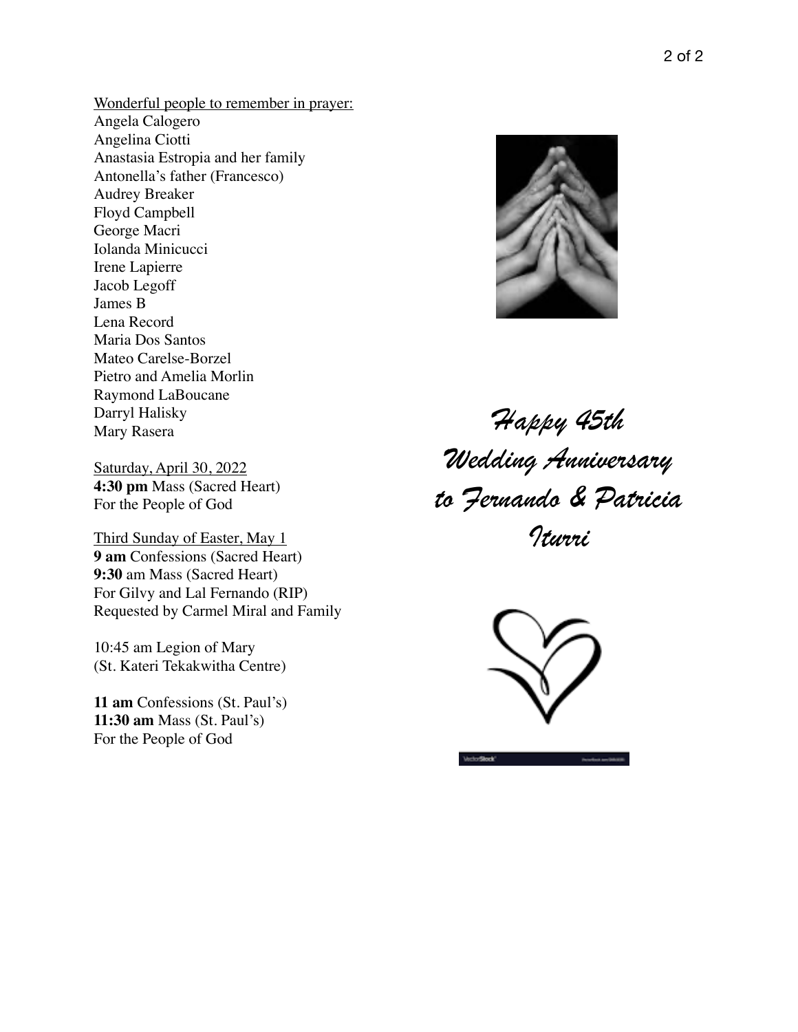Wonderful people to remember in prayer:

Angela Calogero
Angelina Ciotti
Anastasia Estropia and her family
Antonella's father (Francesco)
Audrey Breaker
Floyd Campbell
George Macri
Iolanda Minicucci
Irene Lapierre
Jacob Legoff
James B
Lena Record
Maria Dos Santos
Mateo Carelse-Borzel
Pietro and Amelia Morlin
Raymond LaBoucane
Darryl Halisky
Mary Rasera

Saturday, April 30, 2022
**4:30 pm** Mass (Sacred Heart)
For the People of God

Third Sunday of Easter, May 1
**9 am** Confessions (Sacred Heart)
**9:30** am Mass (Sacred Heart)
For Gilvy and Lal Fernando (RIP)
Requested by Carmel Miral and Family

10:45 am Legion of Mary
(St. Kateri Tekakwitha Centre)

**11 am** Confessions (St. Paul's)
**11:30 am** Mass (St. Paul's)
For the People of God

*Happy 45th Wedding Anniversary to Fernando & Patricia Iturri*